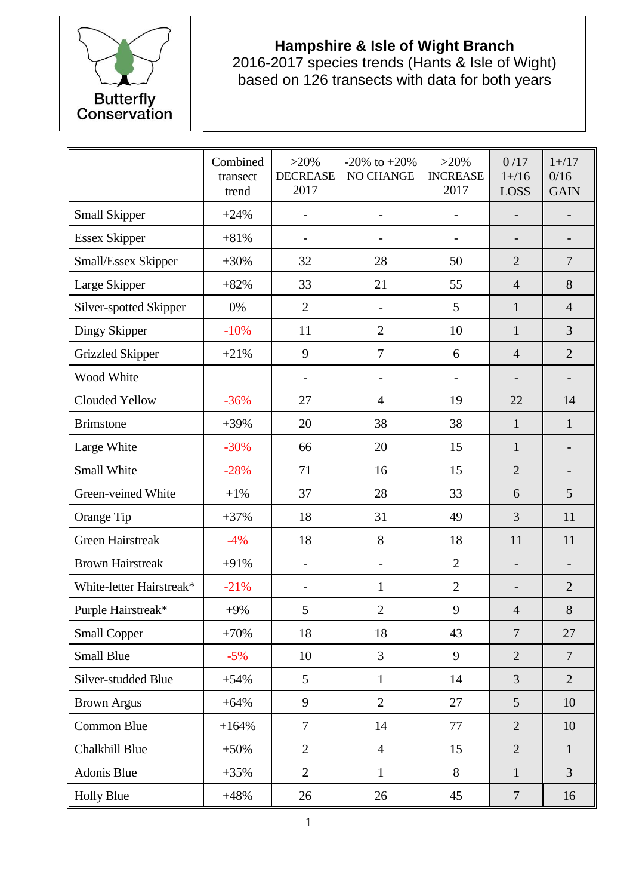Butterfly Conservation

**Hampshire & Isle of Wight Branch**
2016-2017 species trends (Hants & Isle of Wight)
based on 126 transects with data for both years

| | Combined transect trend | >20% DECREASE 2017 | -20% to +20% NO CHANGE | >20% INCREASE 2017 | 0 /17 1+/16 LOSS | 1+/17 0/16 GAIN |
|---|---|---|---|---|---|---|
| Small Skipper | +24% | - | - | - | - | - |
| Essex Skipper | +81% | - | - | - | - | - |
| Small/Essex Skipper | +30% | 32 | 28 | 50 | 2 | 7 |
| Large Skipper | +82% | 33 | 21 | 55 | 4 | 8 |
| Silver-spotted Skipper | 0% | 2 | - | 5 | 1 | 4 |
| Dingy Skipper | -10% | 11 | 2 | 10 | 1 | 3 |
| Grizzled Skipper | +21% | 9 | 7 | 6 | 4 | 2 |
| Wood White | | - | - | - | - | - |
| Clouded Yellow | -36% | 27 | 4 | 19 | 22 | 14 |
| Brimstone | +39% | 20 | 38 | 38 | 1 | 1 |
| Large White | -30% | 66 | 20 | 15 | 1 | - |
| Small White | -28% | 71 | 16 | 15 | 2 | - |
| Green-veined White | +1% | 37 | 28 | 33 | 6 | 5 |
| Orange Tip | +37% | 18 | 31 | 49 | 3 | 11 |
| Green Hairstreak | -4% | 18 | 8 | 18 | 11 | 11 |
| Brown Hairstreak | +91% | - | - | 2 | - | - |
| White-letter Hairstreak* | -21% | - | 1 | 2 | - | 2 |
| Purple Hairstreak* | +9% | 5 | 2 | 9 | 4 | 8 |
| Small Copper | +70% | 18 | 18 | 43 | 7 | 27 |
| Small Blue | -5% | 10 | 3 | 9 | 2 | 7 |
| Silver-studded Blue | +54% | 5 | 1 | 14 | 3 | 2 |
| Brown Argus | +64% | 9 | 2 | 27 | 5 | 10 |
| Common Blue | +164% | 7 | 14 | 77 | 2 | 10 |
| Chalkhill Blue | +50% | 2 | 4 | 15 | 2 | 1 |
| Adonis Blue | +35% | 2 | 1 | 8 | 1 | 3 |
| Holly Blue | +48% | 26 | 26 | 45 | 7 | 16 |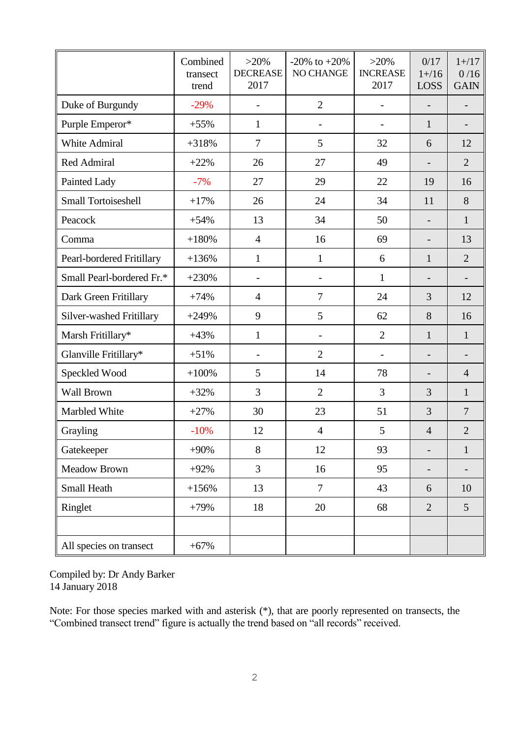| | Combined transect trend | >20% DECREASE 2017 | -20% to +20% NO CHANGE | >20% INCREASE 2017 | 0/17 1+/16 LOSS | 1+/17 0 /16 GAIN |
|---|---|---|---|---|---|---|
| Duke of Burgundy | -29% | - | 2 | - | - | - |
| Purple Emperor* | +55% | 1 | - | - | 1 | - |
| White Admiral | +318% | 7 | 5 | 32 | 6 | 12 |
| Red Admiral | +22% | 26 | 27 | 49 | - | 2 |
| Painted Lady | -7% | 27 | 29 | 22 | 19 | 16 |
| Small Tortoiseshell | +17% | 26 | 24 | 34 | 11 | 8 |
| Peacock | +54% | 13 | 34 | 50 | - | 1 |
| Comma | +180% | 4 | 16 | 69 | - | 13 |
| Pearl-bordered Fritillary | +136% | 1 | 1 | 6 | 1 | 2 |
| Small Pearl-bordered Fr.* | +230% | - | - | 1 | - | - |
| Dark Green Fritillary | +74% | 4 | 7 | 24 | 3 | 12 |
| Silver-washed Fritillary | +249% | 9 | 5 | 62 | 8 | 16 |
| Marsh Fritillary* | +43% | 1 | - | 2 | 1 | 1 |
| Glanville Fritillary* | +51% | - | 2 | - | - | - |
| Speckled Wood | +100% | 5 | 14 | 78 | - | 4 |
| Wall Brown | +32% | 3 | 2 | 3 | 3 | 1 |
| Marbled White | +27% | 30 | 23 | 51 | 3 | 7 |
| Grayling | -10% | 12 | 4 | 5 | 4 | 2 |
| Gatekeeper | +90% | 8 | 12 | 93 | - | 1 |
| Meadow Brown | +92% | 3 | 16 | 95 | - | - |
| Small Heath | +156% | 13 | 7 | 43 | 6 | 10 |
| Ringlet | +79% | 18 | 20 | 68 | 2 | 5 |
| | | | | | | |
| All species on transect | +67% | | | | | |

Compiled by: Dr Andy Barker
14 January 2018

Note: For those species marked with and asterisk (*), that are poorly represented on transects, the "Combined transect trend" figure is actually the trend based on "all records" received.